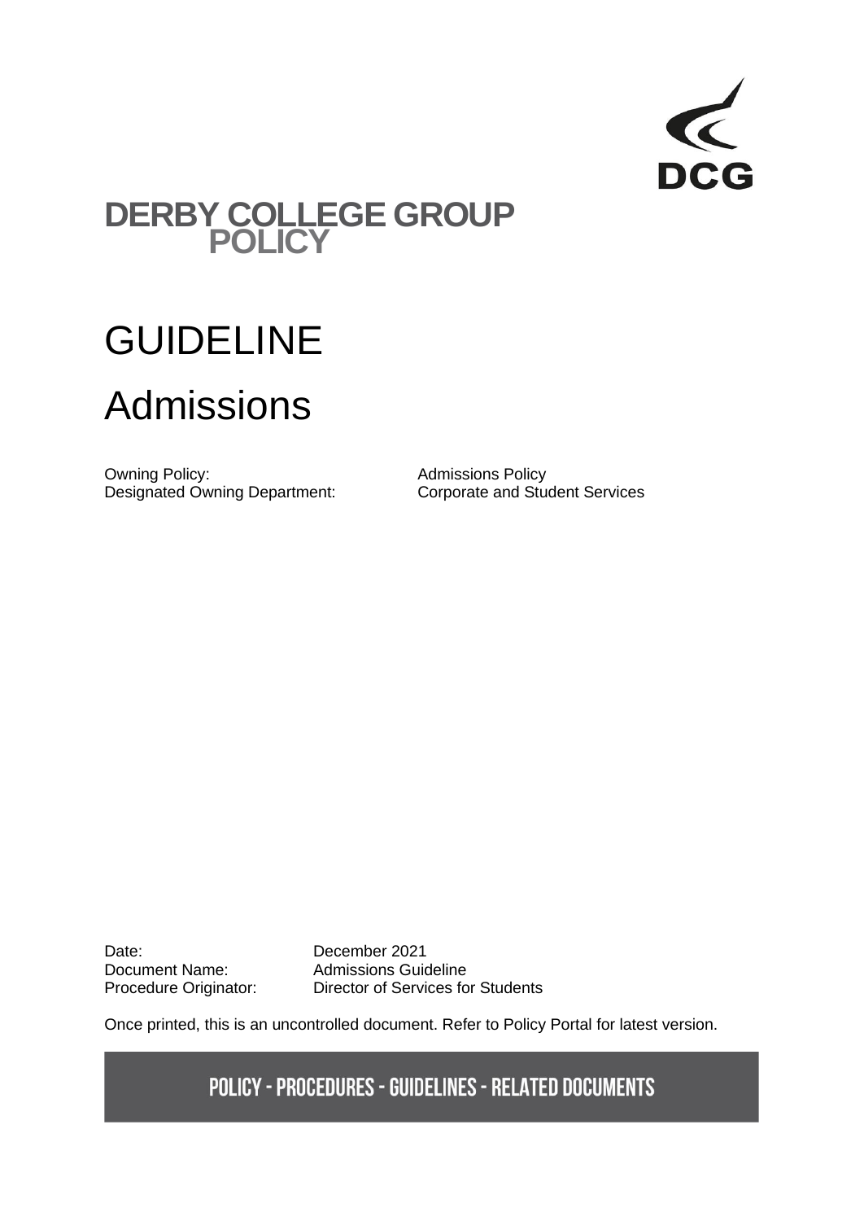DCG

# DERBY COLLEGE GROUP POLICY

# GUIDELINE

# Admissions

| | |
|---|---|
| Owning Policy: | Admissions Policy |
| Designated Owning Department: | Corporate and Student Services |

| | |
|---|---|
| Date: | December 2021 |
| Document Name: | Admissions Guideline |
| Procedure Originator: | Director of Services for Students |

Once printed, this is an uncontrolled document. Refer to Policy Portal for latest version.

**POLICY - PROCEDURES - GUIDELINES - RELATED DOCUMENTS**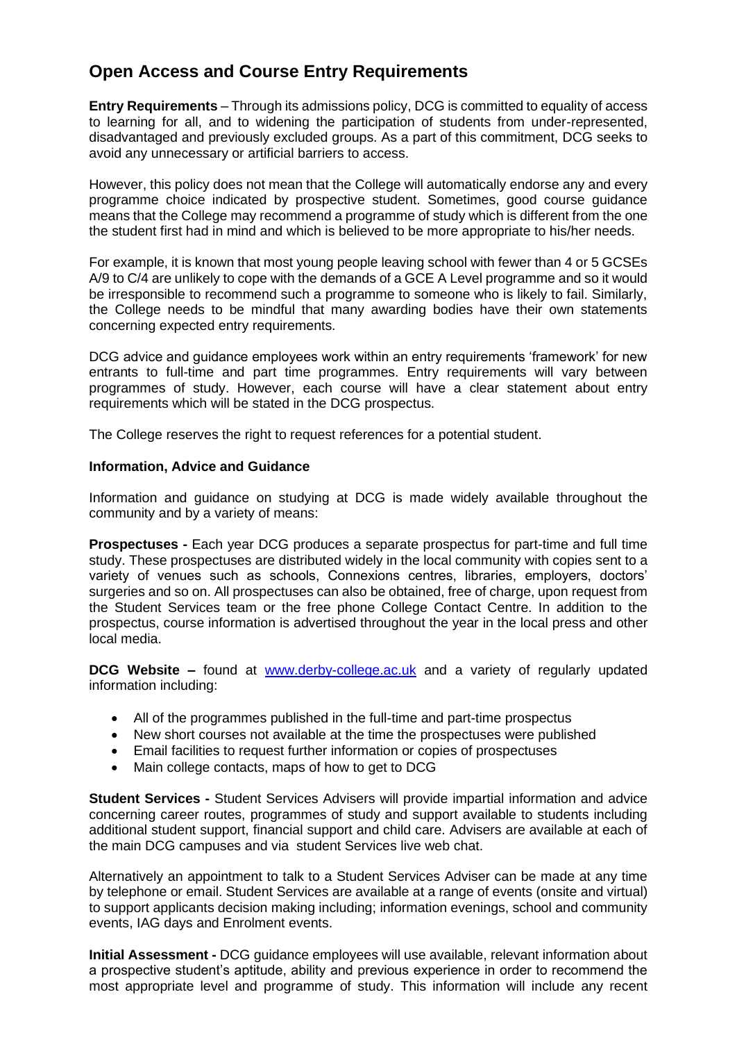## Open Access and Course Entry Requirements

**Entry Requirements** – Through its admissions policy, DCG is committed to equality of access to learning for all, and to widening the participation of students from under-represented, disadvantaged and previously excluded groups. As a part of this commitment, DCG seeks to avoid any unnecessary or artificial barriers to access.

However, this policy does not mean that the College will automatically endorse any and every programme choice indicated by prospective student. Sometimes, good course guidance means that the College may recommend a programme of study which is different from the one the student first had in mind and which is believed to be more appropriate to his/her needs.

For example, it is known that most young people leaving school with fewer than 4 or 5 GCSEs A/9 to C/4 are unlikely to cope with the demands of a GCE A Level programme and so it would be irresponsible to recommend such a programme to someone who is likely to fail. Similarly, the College needs to be mindful that many awarding bodies have their own statements concerning expected entry requirements.

DCG advice and guidance employees work within an entry requirements 'framework' for new entrants to full-time and part time programmes. Entry requirements will vary between programmes of study. However, each course will have a clear statement about entry requirements which will be stated in the DCG prospectus.

The College reserves the right to request references for a potential student.

**Information, Advice and Guidance**

Information and guidance on studying at DCG is made widely available throughout the community and by a variety of means:

**Prospectuses -** Each year DCG produces a separate prospectus for part-time and full time study. These prospectuses are distributed widely in the local community with copies sent to a variety of venues such as schools, Connexions centres, libraries, employers, doctors' surgeries and so on. All prospectuses can also be obtained, free of charge, upon request from the Student Services team or the free phone College Contact Centre. In addition to the prospectus, course information is advertised throughout the year in the local press and other local media.

**DCG Website –** found at [www.derby-college.ac.uk](http://www.derby-college.ac.uk) and a variety of regularly updated information including:

- All of the programmes published in the full-time and part-time prospectus
- New short courses not available at the time the prospectuses were published
- Email facilities to request further information or copies of prospectuses
- Main college contacts, maps of how to get to DCG

**Student Services -** Student Services Advisers will provide impartial information and advice concerning career routes, programmes of study and support available to students including additional student support, financial support and child care. Advisers are available at each of the main DCG campuses and via student Services live web chat.

Alternatively an appointment to talk to a Student Services Adviser can be made at any time by telephone or email. Student Services are available at a range of events (onsite and virtual) to support applicants decision making including; information evenings, school and community events, IAG days and Enrolment events.

**Initial Assessment -** DCG guidance employees will use available, relevant information about a prospective student's aptitude, ability and previous experience in order to recommend the most appropriate level and programme of study. This information will include any recent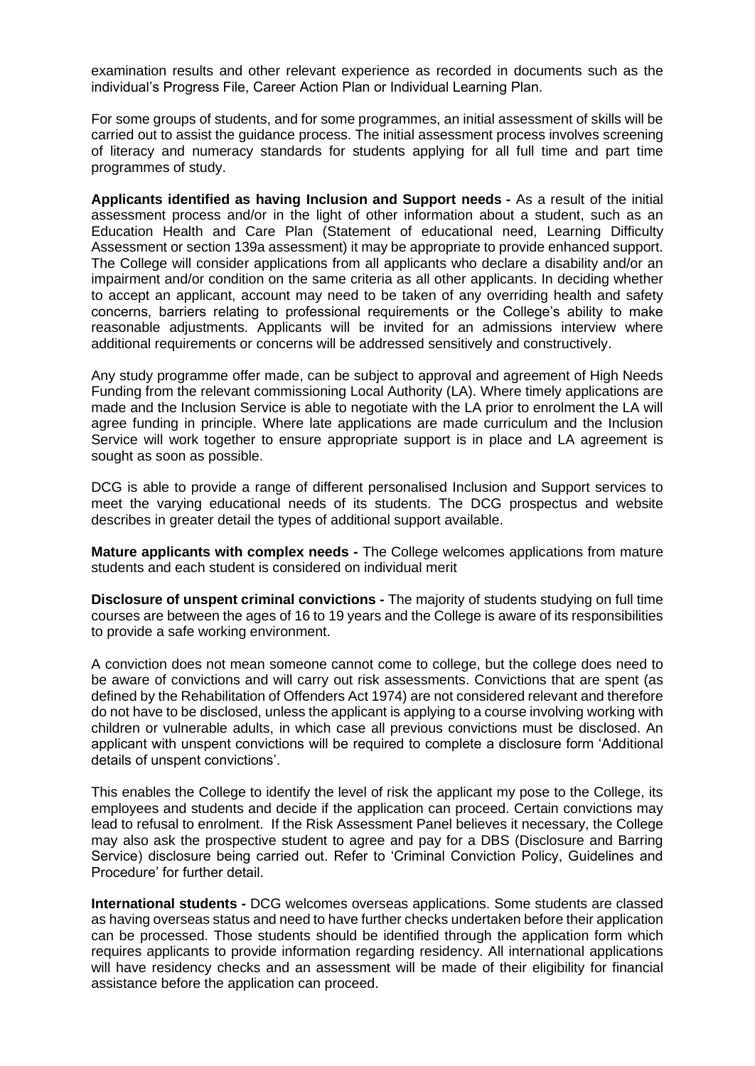examination results and other relevant experience as recorded in documents such as the individual's Progress File, Career Action Plan or Individual Learning Plan.

For some groups of students, and for some programmes, an initial assessment of skills will be carried out to assist the guidance process. The initial assessment process involves screening of literacy and numeracy standards for students applying for all full time and part time programmes of study.

**Applicants identified as having Inclusion and Support needs -** As a result of the initial assessment process and/or in the light of other information about a student, such as an Education Health and Care Plan (Statement of educational need, Learning Difficulty Assessment or section 139a assessment) it may be appropriate to provide enhanced support. The College will consider applications from all applicants who declare a disability and/or an impairment and/or condition on the same criteria as all other applicants. In deciding whether to accept an applicant, account may need to be taken of any overriding health and safety concerns, barriers relating to professional requirements or the College's ability to make reasonable adjustments. Applicants will be invited for an admissions interview where additional requirements or concerns will be addressed sensitively and constructively.

Any study programme offer made, can be subject to approval and agreement of High Needs Funding from the relevant commissioning Local Authority (LA). Where timely applications are made and the Inclusion Service is able to negotiate with the LA prior to enrolment the LA will agree funding in principle. Where late applications are made curriculum and the Inclusion Service will work together to ensure appropriate support is in place and LA agreement is sought as soon as possible.

DCG is able to provide a range of different personalised Inclusion and Support services to meet the varying educational needs of its students. The DCG prospectus and website describes in greater detail the types of additional support available.

**Mature applicants with complex needs -** The College welcomes applications from mature students and each student is considered on individual merit

**Disclosure of unspent criminal convictions -** The majority of students studying on full time courses are between the ages of 16 to 19 years and the College is aware of its responsibilities to provide a safe working environment.

A conviction does not mean someone cannot come to college, but the college does need to be aware of convictions and will carry out risk assessments. Convictions that are spent (as defined by the Rehabilitation of Offenders Act 1974) are not considered relevant and therefore do not have to be disclosed, unless the applicant is applying to a course involving working with children or vulnerable adults, in which case all previous convictions must be disclosed. An applicant with unspent convictions will be required to complete a disclosure form 'Additional details of unspent convictions'.

This enables the College to identify the level of risk the applicant my pose to the College, its employees and students and decide if the application can proceed. Certain convictions may lead to refusal to enrolment. If the Risk Assessment Panel believes it necessary, the College may also ask the prospective student to agree and pay for a DBS (Disclosure and Barring Service) disclosure being carried out. Refer to 'Criminal Conviction Policy, Guidelines and Procedure' for further detail.

**International students -** DCG welcomes overseas applications. Some students are classed as having overseas status and need to have further checks undertaken before their application can be processed. Those students should be identified through the application form which requires applicants to provide information regarding residency. All international applications will have residency checks and an assessment will be made of their eligibility for financial assistance before the application can proceed.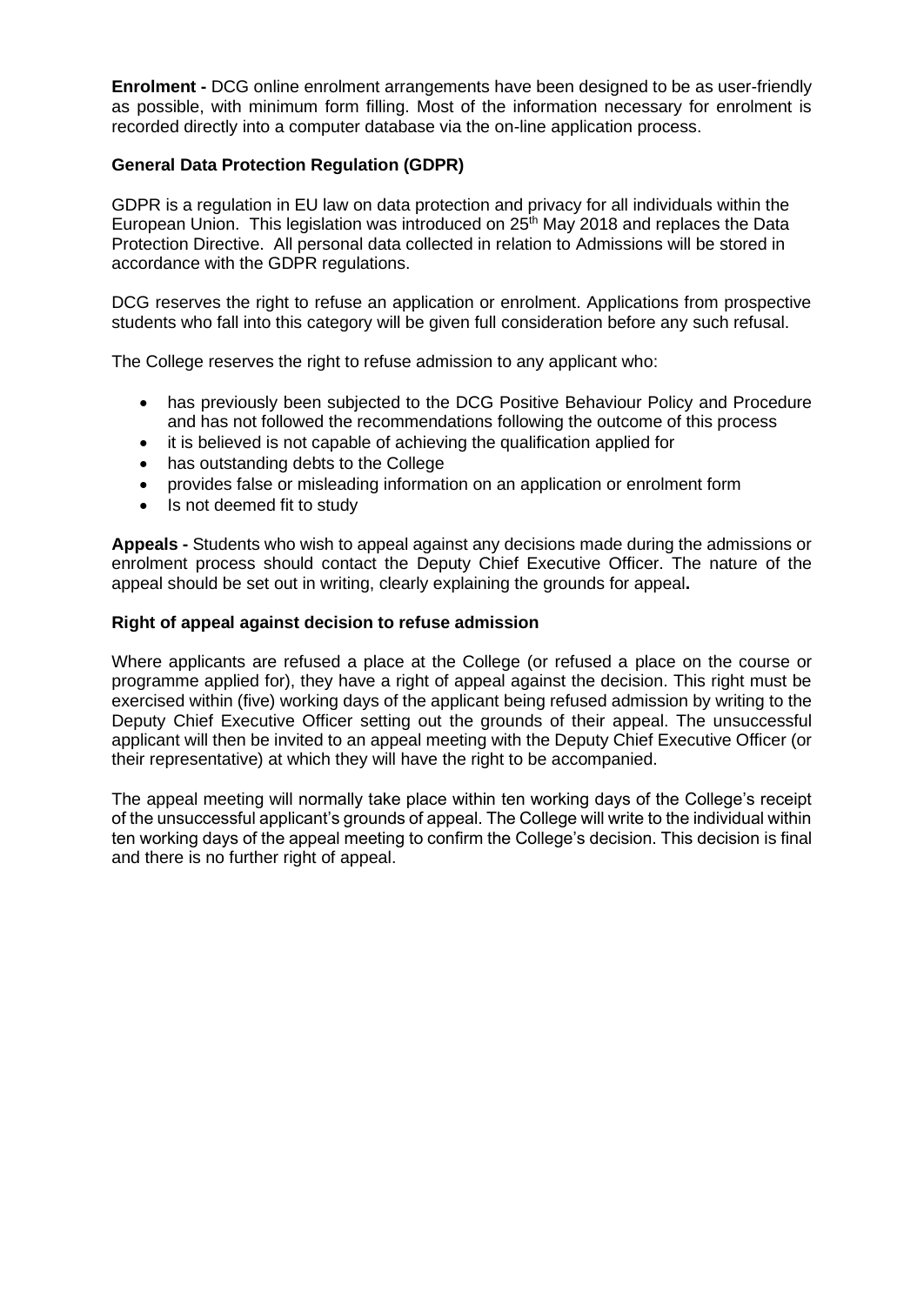**Enrolment -** DCG online enrolment arrangements have been designed to be as user-friendly as possible, with minimum form filling. Most of the information necessary for enrolment is recorded directly into a computer database via the on-line application process.

**General Data Protection Regulation (GDPR)**

GDPR is a regulation in EU law on data protection and privacy for all individuals within the European Union. This legislation was introduced on 25th May 2018 and replaces the Data Protection Directive. All personal data collected in relation to Admissions will be stored in accordance with the GDPR regulations.

DCG reserves the right to refuse an application or enrolment. Applications from prospective students who fall into this category will be given full consideration before any such refusal.

The College reserves the right to refuse admission to any applicant who:

- has previously been subjected to the DCG Positive Behaviour Policy and Procedure and has not followed the recommendations following the outcome of this process
- it is believed is not capable of achieving the qualification applied for
- has outstanding debts to the College
- provides false or misleading information on an application or enrolment form
- Is not deemed fit to study

**Appeals -** Students who wish to appeal against any decisions made during the admissions or enrolment process should contact the Deputy Chief Executive Officer. The nature of the appeal should be set out in writing, clearly explaining the grounds for appeal**.**

**Right of appeal against decision to refuse admission**

Where applicants are refused a place at the College (or refused a place on the course or programme applied for), they have a right of appeal against the decision. This right must be exercised within (five) working days of the applicant being refused admission by writing to the Deputy Chief Executive Officer setting out the grounds of their appeal. The unsuccessful applicant will then be invited to an appeal meeting with the Deputy Chief Executive Officer (or their representative) at which they will have the right to be accompanied.

The appeal meeting will normally take place within ten working days of the College's receipt of the unsuccessful applicant's grounds of appeal. The College will write to the individual within ten working days of the appeal meeting to confirm the College's decision. This decision is final and there is no further right of appeal.